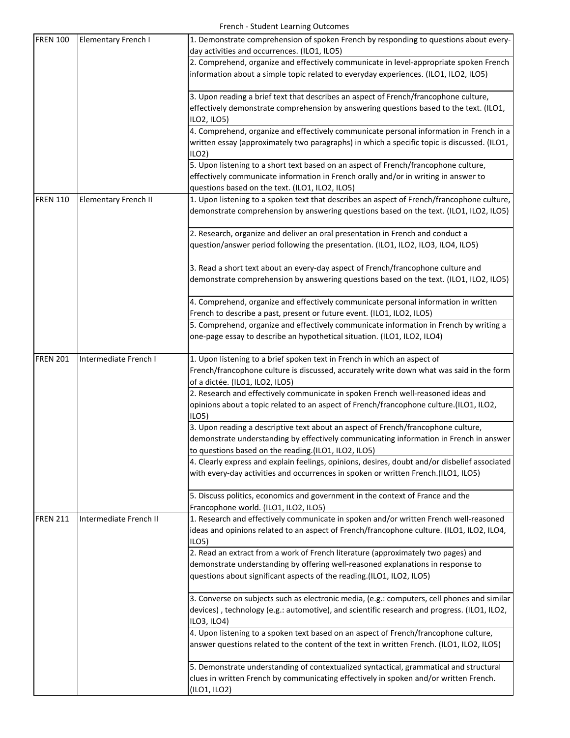# French - Student Learning Outcomes

| Course | Title | Student Learning Outcomes |
|---|---|---|
| FREN 100 | Elementary French I | 1. Demonstrate comprehension of spoken French by responding to questions about every-day activities and occurrences. (ILO1, ILO5) |
| | | 2. Comprehend, organize and effectively communicate in level-appropriate spoken French information about a simple topic related to everyday experiences. (ILO1, ILO2, ILO5) |
| | | 3. Upon reading a brief text that describes an aspect of French/francophone culture, effectively demonstrate comprehension by answering questions based to the text. (ILO1, ILO2, ILO5) |
| | | 4. Comprehend, organize and effectively communicate personal information in French in a written essay (approximately two paragraphs) in which a specific topic is discussed. (ILO1, ILO2) |
| | | 5. Upon listening to a short text based on an aspect of French/francophone culture, effectively communicate information in French orally and/or in writing in answer to questions based on the text. (ILO1, ILO2, ILO5) |
| FREN 110 | Elementary French II | 1. Upon listening to a spoken text that describes an aspect of French/francophone culture, demonstrate comprehension by answering questions based on the text. (ILO1, ILO2, ILO5) |
| | | 2. Research, organize and deliver an oral presentation in French and conduct a question/answer period following the presentation. (ILO1, ILO2, ILO3, ILO4, ILO5) |
| | | 3. Read a short text about an every-day aspect of French/francophone culture and demonstrate comprehension by answering questions based on the text. (ILO1, ILO2, ILO5) |
| | | 4. Comprehend, organize and effectively communicate personal information in written French to describe a past, present or future event. (ILO1, ILO2, ILO5) |
| | | 5. Comprehend, organize and effectively communicate information in French by writing a one-page essay to describe an hypothetical situation. (ILO1, ILO2, ILO4) |
| FREN 201 | Intermediate French I | 1. Upon listening to a brief spoken text in French in which an aspect of French/francophone culture is discussed, accurately write down what was said in the form of a dictée. (ILO1, ILO2, ILO5) |
| | | 2. Research and effectively communicate in spoken French well-reasoned ideas and opinions about a topic related to an aspect of French/francophone culture.(ILO1, ILO2, ILO5) |
| | | 3. Upon reading a descriptive text about an aspect of French/francophone culture, demonstrate understanding by effectively communicating information in French in answer to questions based on the reading.(ILO1, ILO2, ILO5) |
| | | 4. Clearly express and explain feelings, opinions, desires, doubt and/or disbelief associated with every-day activities and occurrences in spoken or written French.(ILO1, ILO5) |
| | | 5. Discuss politics, economics and government in the context of France and the Francophone world. (ILO1, ILO2, ILO5) |
| FREN 211 | Intermediate French II | 1. Research and effectively communicate in spoken and/or written French well-reasoned ideas and opinions related to an aspect of French/francophone culture. (ILO1, ILO2, ILO4, ILO5) |
| | | 2. Read an extract from a work of French literature (approximately two pages) and demonstrate understanding by offering well-reasoned explanations in response to questions about significant aspects of the reading.(ILO1, ILO2, ILO5) |
| | | 3. Converse on subjects such as electronic media, (e.g.: computers, cell phones and similar devices) , technology (e.g.: automotive), and scientific research and progress. (ILO1, ILO2, ILO3, ILO4) |
| | | 4. Upon listening to a spoken text based on an aspect of French/francophone culture, answer questions related to the content of the text in written French. (ILO1, ILO2, ILO5) |
| | | 5. Demonstrate understanding of contextualized syntactical, grammatical and structural clues in written French by communicating effectively in spoken and/or written French. (ILO1, ILO2) |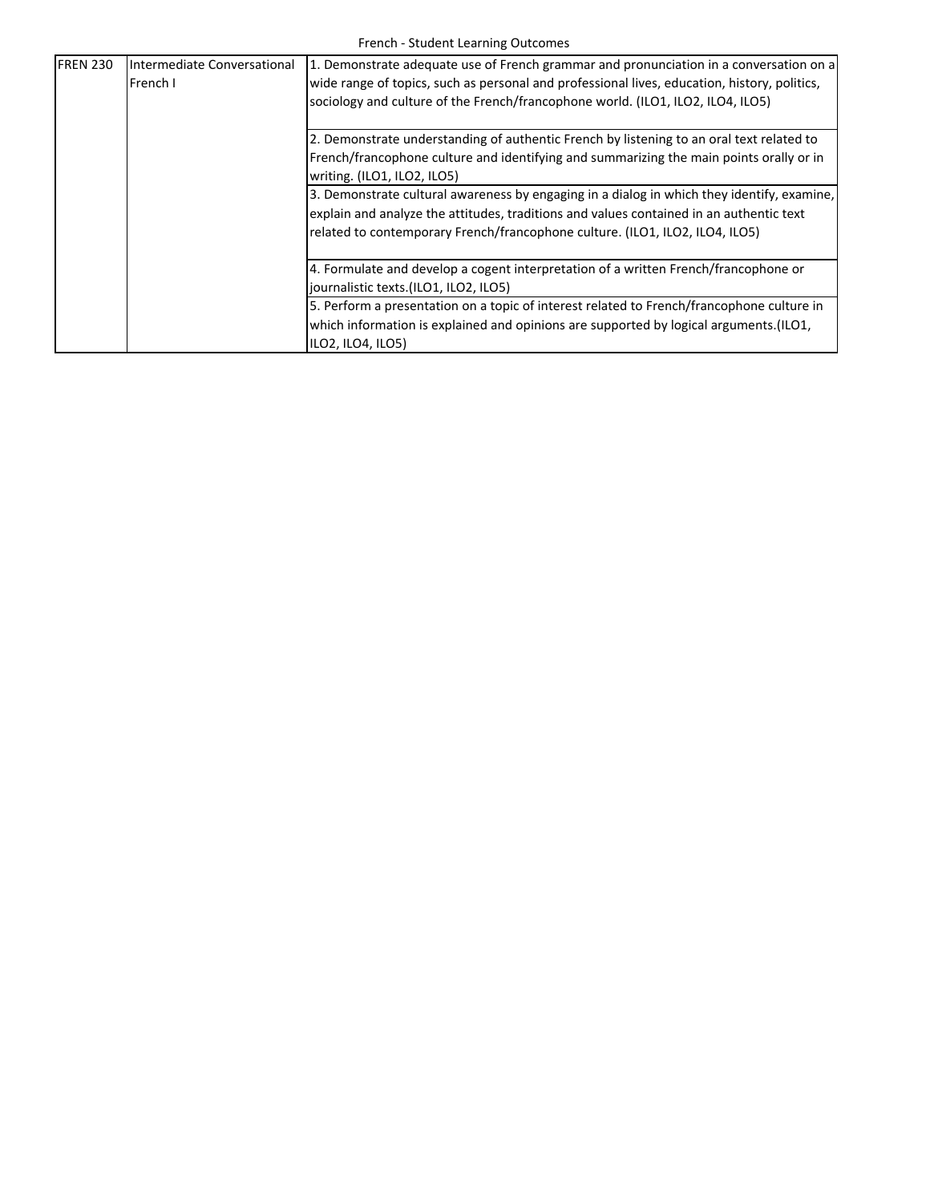French - Student Learning Outcomes

| | | |
|---|---|---|
| FREN 230 | Intermediate Conversational French I | 1. Demonstrate adequate use of French grammar and pronunciation in a conversation on a wide range of topics, such as personal and professional lives, education, history, politics, sociology and culture of the French/francophone world. (ILO1, ILO2, ILO4, ILO5) |
| | | 2. Demonstrate understanding of authentic French by listening to an oral text related to French/francophone culture and identifying and summarizing the main points orally or in writing. (ILO1, ILO2, ILO5) |
| | | 3. Demonstrate cultural awareness by engaging in a dialog in which they identify, examine, explain and analyze the attitudes, traditions and values contained in an authentic text related to contemporary French/francophone culture. (ILO1, ILO2, ILO4, ILO5) |
| | | 4. Formulate and develop a cogent interpretation of a written French/francophone or journalistic texts.(ILO1, ILO2, ILO5) |
| | | 5. Perform a presentation on a topic of interest related to French/francophone culture in which information is explained and opinions are supported by logical arguments.(ILO1, ILO2, ILO4, ILO5) |